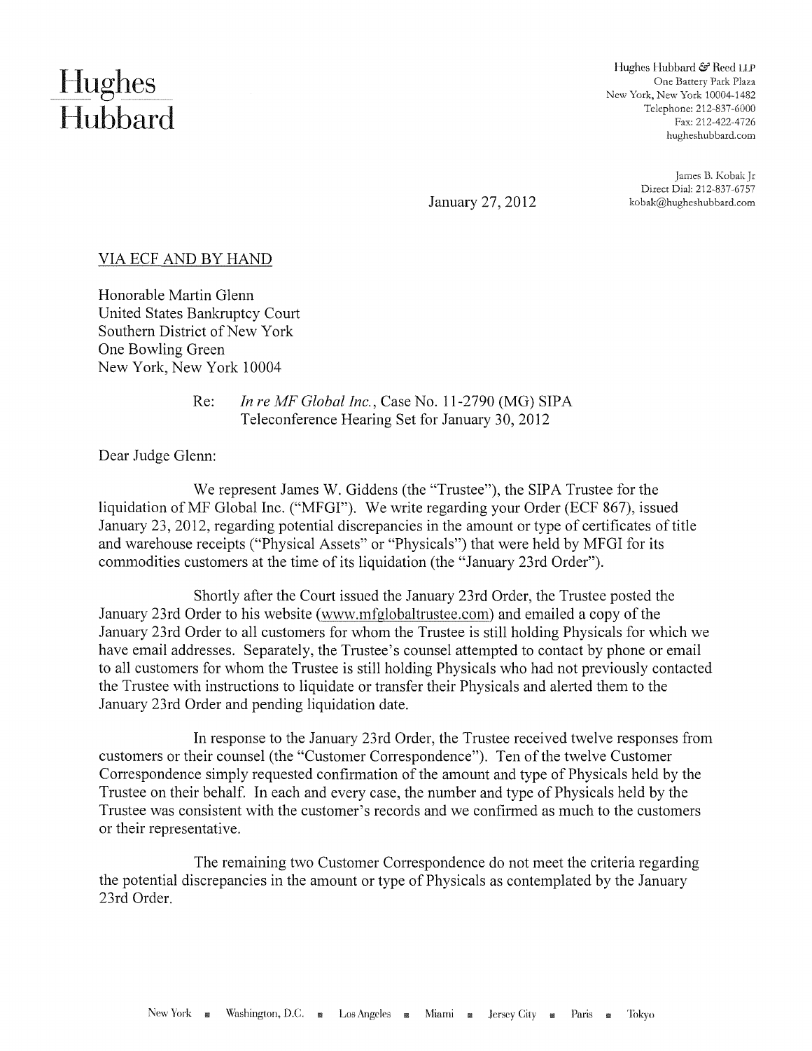# Hughes Hubbard

Hughes Hubbard & Reed LLP
One Battery Park Plaza
New York, New York 10004-1482
Telephone: 212-837-6000
Fax: 212-422-4726
hugheshubbard.com

James B. Kobak Jr
Direct Dial: 212-837-6757
kobak@hugheshubbard.com

January 27, 2012

VIA ECF AND BY HAND

Honorable Martin Glenn
United States Bankruptcy Court
Southern District of New York
One Bowling Green
New York, New York 10004

Re: *In re MF Global Inc.*, Case No. 11-2790 (MG) SIPA
Teleconference Hearing Set for January 30, 2012

Dear Judge Glenn:

We represent James W. Giddens (the "Trustee"), the SIPA Trustee for the liquidation of MF Global Inc. ("MFGI"). We write regarding your Order (ECF 867), issued January 23, 2012, regarding potential discrepancies in the amount or type of certificates of title and warehouse receipts ("Physical Assets" or "Physicals") that were held by MFGI for its commodities customers at the time of its liquidation (the "January 23rd Order").

Shortly after the Court issued the January 23rd Order, the Trustee posted the January 23rd Order to his website (www.mfglobaltrustee.com) and emailed a copy of the January 23rd Order to all customers for whom the Trustee is still holding Physicals for which we have email addresses. Separately, the Trustee's counsel attempted to contact by phone or email to all customers for whom the Trustee is still holding Physicals who had not previously contacted the Trustee with instructions to liquidate or transfer their Physicals and alerted them to the January 23rd Order and pending liquidation date.

In response to the January 23rd Order, the Trustee received twelve responses from customers or their counsel (the "Customer Correspondence"). Ten of the twelve Customer Correspondence simply requested confirmation of the amount and type of Physicals held by the Trustee on their behalf. In each and every case, the number and type of Physicals held by the Trustee was consistent with the customer's records and we confirmed as much to the customers or their representative.

The remaining two Customer Correspondence do not meet the criteria regarding the potential discrepancies in the amount or type of Physicals as contemplated by the January 23rd Order.

New York ▪ Washington, D.C. ▪ Los Angeles ▪ Miami ▪ Jersey City ▪ Paris ▪ Tokyo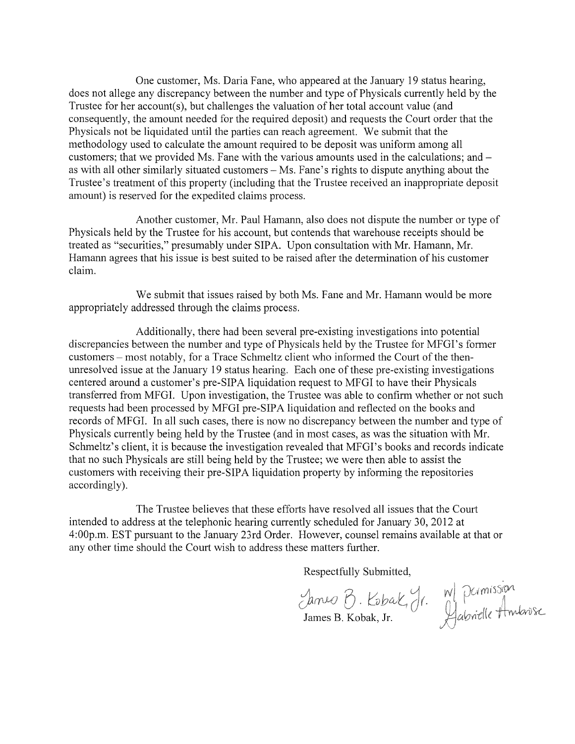One customer, Ms. Daria Fane, who appeared at the January 19 status hearing, does not allege any discrepancy between the number and type of Physicals currently held by the Trustee for her account(s), but challenges the valuation of her total account value (and consequently, the amount needed for the required deposit) and requests the Court order that the Physicals not be liquidated until the parties can reach agreement. We submit that the methodology used to calculate the amount required to be deposit was uniform among all customers; that we provided Ms. Fane with the various amounts used in the calculations; and – as with all other similarly situated customers – Ms. Fane's rights to dispute anything about the Trustee's treatment of this property (including that the Trustee received an inappropriate deposit amount) is reserved for the expedited claims process.

Another customer, Mr. Paul Hamann, also does not dispute the number or type of Physicals held by the Trustee for his account, but contends that warehouse receipts should be treated as "securities," presumably under SIPA. Upon consultation with Mr. Hamann, Mr. Hamann agrees that his issue is best suited to be raised after the determination of his customer claim.

We submit that issues raised by both Ms. Fane and Mr. Hamann would be more appropriately addressed through the claims process.

Additionally, there had been several pre-existing investigations into potential discrepancies between the number and type of Physicals held by the Trustee for MFGI's former customers – most notably, for a Trace Schmeltz client who informed the Court of the then-unresolved issue at the January 19 status hearing. Each one of these pre-existing investigations centered around a customer's pre-SIPA liquidation request to MFGI to have their Physicals transferred from MFGI. Upon investigation, the Trustee was able to confirm whether or not such requests had been processed by MFGI pre-SIPA liquidation and reflected on the books and records of MFGI. In all such cases, there is now no discrepancy between the number and type of Physicals currently being held by the Trustee (and in most cases, as was the situation with Mr. Schmeltz's client, it is because the investigation revealed that MFGI's books and records indicate that no such Physicals are still being held by the Trustee; we were then able to assist the customers with receiving their pre-SIPA liquidation property by informing the repositories accordingly).

The Trustee believes that these efforts have resolved all issues that the Court intended to address at the telephonic hearing currently scheduled for January 30, 2012 at 4:00p.m. EST pursuant to the January 23rd Order. However, counsel remains available at that or any other time should the Court wish to address these matters further.

Respectfully Submitted,

James B. Kobak, Jr. w/ permission Gabrielle Ambrose

James B. Kobak, Jr.